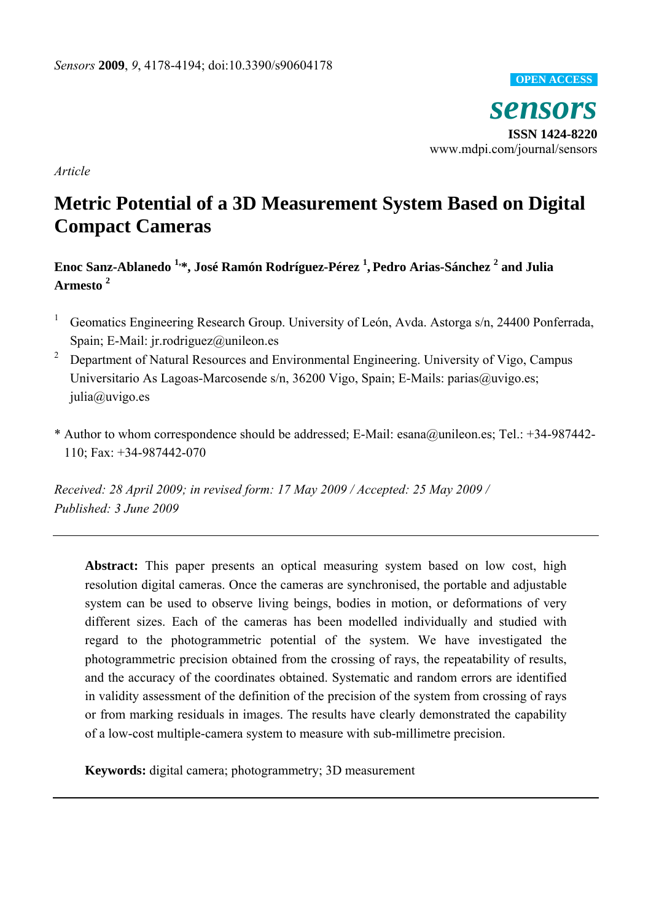*Article*

# Metric Potential of a 3D Measurement System Based on Digital Compact Cameras

**Enoc Sanz-Ablanedo [1,*], José Ramón Rodríguez-Pérez [1], Pedro Arias-Sánchez [2] and Julia Armesto [2]**

[1] Geomatics Engineering Research Group. University of León, Avda. Astorga s/n, 24400 Ponferrada, Spain; E-Mail: jr.rodriguez@unileon.es

[2] Department of Natural Resources and Environmental Engineering. University of Vigo, Campus Universitario As Lagoas-Marcosende s/n, 36200 Vigo, Spain; E-Mails: parias@uvigo.es; julia@uvigo.es

\* Author to whom correspondence should be addressed; E-Mail: esana@unileon.es; Tel.: +34-987442-110; Fax: +34-987442-070

*Received: 28 April 2009; in revised form: 17 May 2009 / Accepted: 25 May 2009 / Published: 3 June 2009*

---

**Abstract:** This paper presents an optical measuring system based on low cost, high resolution digital cameras. Once the cameras are synchronised, the portable and adjustable system can be used to observe living beings, bodies in motion, or deformations of very different sizes. Each of the cameras has been modelled individually and studied with regard to the photogrammetric potential of the system. We have investigated the photogrammetric precision obtained from the crossing of rays, the repeatability of results, and the accuracy of the coordinates obtained. Systematic and random errors are identified in validity assessment of the definition of the precision of the system from crossing of rays or from marking residuals in images. The results have clearly demonstrated the capability of a low-cost multiple-camera system to measure with sub-millimetre precision.

**Keywords:** digital camera; photogrammetry; 3D measurement

---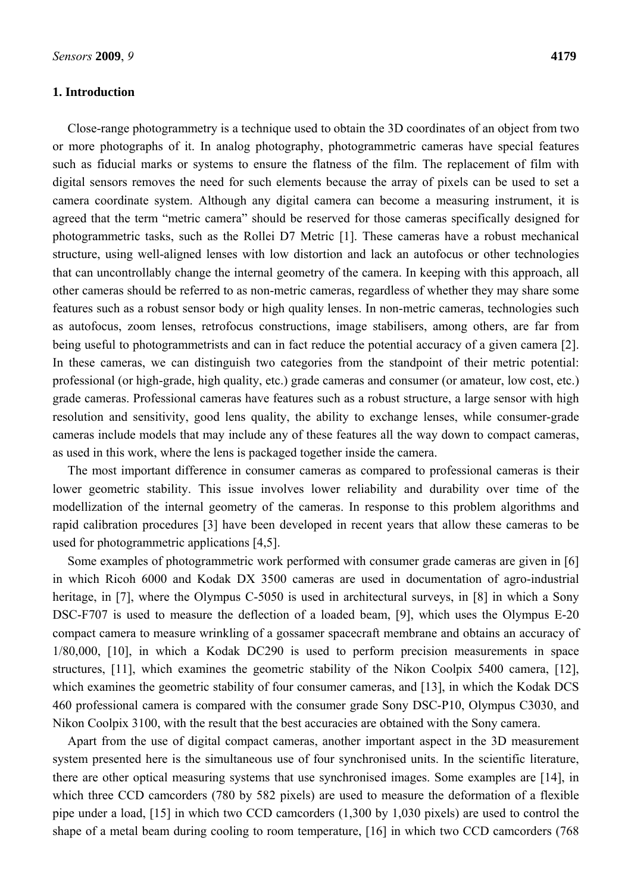## 1. Introduction

Close-range photogrammetry is a technique used to obtain the 3D coordinates of an object from two or more photographs of it. In analog photography, photogrammetric cameras have special features such as fiducial marks or systems to ensure the flatness of the film. The replacement of film with digital sensors removes the need for such elements because the array of pixels can be used to set a camera coordinate system. Although any digital camera can become a measuring instrument, it is agreed that the term "metric camera" should be reserved for those cameras specifically designed for photogrammetric tasks, such as the Rollei D7 Metric [1]. These cameras have a robust mechanical structure, using well-aligned lenses with low distortion and lack an autofocus or other technologies that can uncontrollably change the internal geometry of the camera. In keeping with this approach, all other cameras should be referred to as non-metric cameras, regardless of whether they may share some features such as a robust sensor body or high quality lenses. In non-metric cameras, technologies such as autofocus, zoom lenses, retrofocus constructions, image stabilisers, among others, are far from being useful to photogrammetrists and can in fact reduce the potential accuracy of a given camera [2]. In these cameras, we can distinguish two categories from the standpoint of their metric potential: professional (or high-grade, high quality, etc.) grade cameras and consumer (or amateur, low cost, etc.) grade cameras. Professional cameras have features such as a robust structure, a large sensor with high resolution and sensitivity, good lens quality, the ability to exchange lenses, while consumer-grade cameras include models that may include any of these features all the way down to compact cameras, as used in this work, where the lens is packaged together inside the camera.

The most important difference in consumer cameras as compared to professional cameras is their lower geometric stability. This issue involves lower reliability and durability over time of the modellization of the internal geometry of the cameras. In response to this problem algorithms and rapid calibration procedures [3] have been developed in recent years that allow these cameras to be used for photogrammetric applications [4,5].

Some examples of photogrammetric work performed with consumer grade cameras are given in [6] in which Ricoh 6000 and Kodak DX 3500 cameras are used in documentation of agro-industrial heritage, in [7], where the Olympus C-5050 is used in architectural surveys, in [8] in which a Sony DSC-F707 is used to measure the deflection of a loaded beam, [9], which uses the Olympus E-20 compact camera to measure wrinkling of a gossamer spacecraft membrane and obtains an accuracy of 1/80,000, [10], in which a Kodak DC290 is used to perform precision measurements in space structures, [11], which examines the geometric stability of the Nikon Coolpix 5400 camera, [12], which examines the geometric stability of four consumer cameras, and [13], in which the Kodak DCS 460 professional camera is compared with the consumer grade Sony DSC-P10, Olympus C3030, and Nikon Coolpix 3100, with the result that the best accuracies are obtained with the Sony camera.

Apart from the use of digital compact cameras, another important aspect in the 3D measurement system presented here is the simultaneous use of four synchronised units. In the scientific literature, there are other optical measuring systems that use synchronised images. Some examples are [14], in which three CCD camcorders (780 by 582 pixels) are used to measure the deformation of a flexible pipe under a load, [15] in which two CCD camcorders (1,300 by 1,030 pixels) are used to control the shape of a metal beam during cooling to room temperature, [16] in which two CCD camcorders (768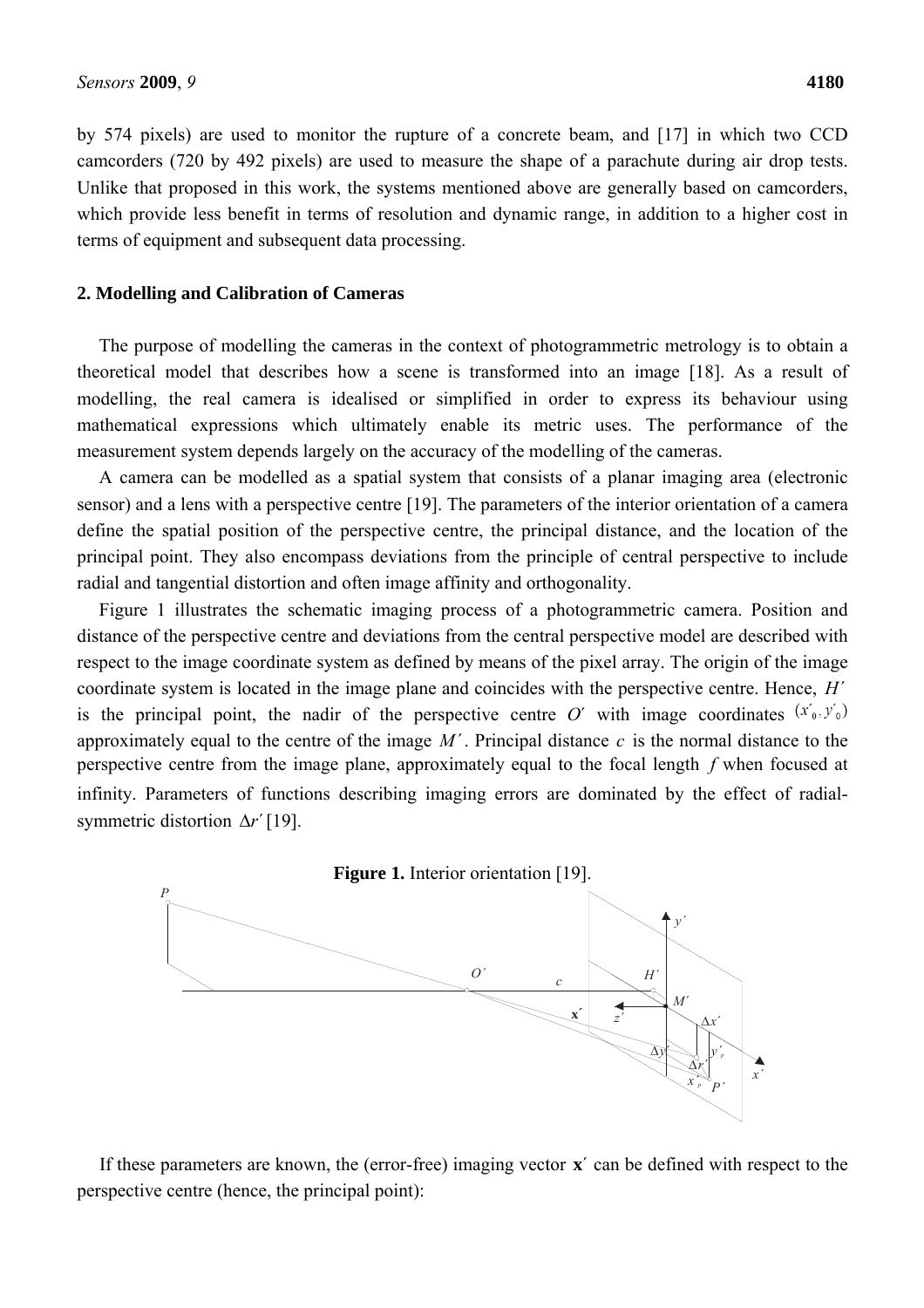by 574 pixels) are used to monitor the rupture of a concrete beam, and [17] in which two CCD camcorders (720 by 492 pixels) are used to measure the shape of a parachute during air drop tests. Unlike that proposed in this work, the systems mentioned above are generally based on camcorders, which provide less benefit in terms of resolution and dynamic range, in addition to a higher cost in terms of equipment and subsequent data processing.

## 2. Modelling and Calibration of Cameras

The purpose of modelling the cameras in the context of photogrammetric metrology is to obtain a theoretical model that describes how a scene is transformed into an image [18]. As a result of modelling, the real camera is idealised or simplified in order to express its behaviour using mathematical expressions which ultimately enable its metric uses. The performance of the measurement system depends largely on the accuracy of the modelling of the cameras.

A camera can be modelled as a spatial system that consists of a planar imaging area (electronic sensor) and a lens with a perspective centre [19]. The parameters of the interior orientation of a camera define the spatial position of the perspective centre, the principal distance, and the location of the principal point. They also encompass deviations from the principle of central perspective to include radial and tangential distortion and often image affinity and orthogonality.

Figure 1 illustrates the schematic imaging process of a photogrammetric camera. Position and distance of the perspective centre and deviations from the central perspective model are described with respect to the image coordinate system as defined by means of the pixel array. The origin of the image coordinate system is located in the image plane and coincides with the perspective centre. Hence, $H'$ is the principal point, the nadir of the perspective centre $O'$ with image coordinates $(x'_0, y'_0)$ approximately equal to the centre of the image $M'$. Principal distance $c$ is the normal distance to the perspective centre from the image plane, approximately equal to the focal length $f$ when focused at infinity. Parameters of functions describing imaging errors are dominated by the effect of radial-symmetric distortion $\Delta r'$ [19].

**Figure 1.** Interior orientation [19].

If these parameters are known, the (error-free) imaging vector $\mathbf{x}'$ can be defined with respect to the perspective centre (hence, the principal point):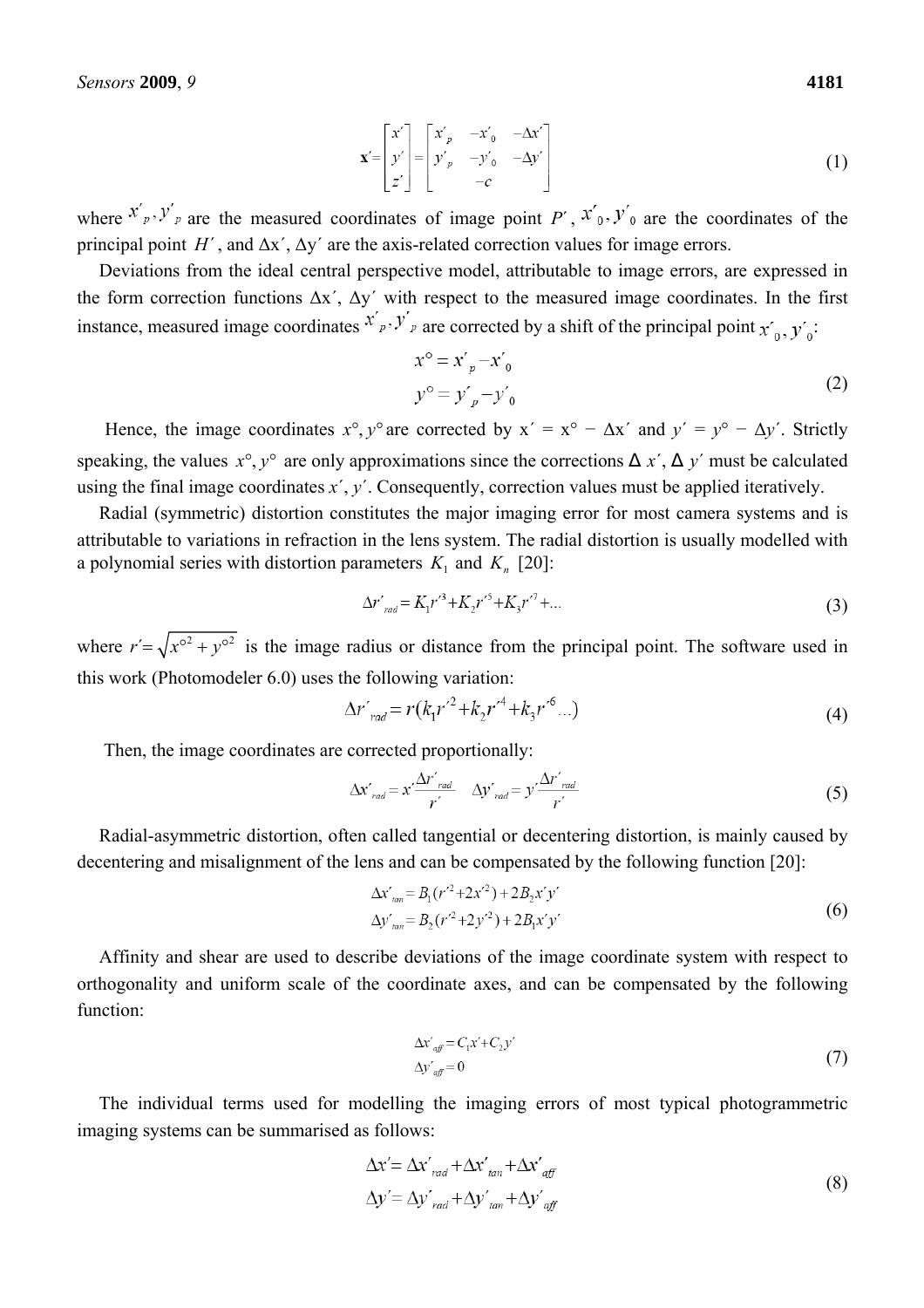$$
\mathbf{x}' = \begin{bmatrix} x' \\ y' \\ z' \end{bmatrix} = \begin{bmatrix} x'_p & -x'_0 & -\Delta x' \\ y'_p & -y'_0 & -\Delta y' \\ & -c & \end{bmatrix} \tag{1}
$$

where $x'_p, y'_p$ are the measured coordinates of image point $P'$, $x'_0, y'_0$ are the coordinates of the principal point $H'$, and $\Delta x'$, $\Delta y'$ are the axis-related correction values for image errors.

Deviations from the ideal central perspective model, attributable to image errors, are expressed in the form correction functions $\Delta x'$, $\Delta y'$ with respect to the measured image coordinates. In the first instance, measured image coordinates $x'_p, y'_p$ are corrected by a shift of the principal point $x'_0, y'_0$:

$$
\begin{aligned}
x^\circ &= x'_p - x'_0 \\
y^\circ &= y'_p - y'_0
\end{aligned} \tag{2}
$$

Hence, the image coordinates $x^\circ, y^\circ$ are corrected by $x' = x^\circ - \Delta x'$ and $y' = y^\circ - \Delta y'$. Strictly speaking, the values $x^\circ, y^\circ$ are only approximations since the corrections $\Delta x'$, $\Delta y'$ must be calculated using the final image coordinates $x'$, $y'$. Consequently, correction values must be applied iteratively.

Radial (symmetric) distortion constitutes the major imaging error for most camera systems and is attributable to variations in refraction in the lens system. The radial distortion is usually modelled with a polynomial series with distortion parameters $K_1$ and $K_n$ [20]:

$$
\Delta r'_{rad} = K_1 r'^3 + K_2 r'^5 + K_3 r'^7 + \ldots \tag{3}
$$

where $r' = \sqrt{x^{\circ 2} + y^{\circ 2}}$ is the image radius or distance from the principal point. The software used in this work (Photomodeler 6.0) uses the following variation:

$$
\Delta r'_{rad} = r(k_1 r'^2 + k_2 r'^4 + k_3 r'^6 \ldots) \tag{4}
$$

Then, the image coordinates are corrected proportionally:

$$
\Delta x'_{rad} = x' \frac{\Delta r'_{rad}}{r'} \qquad \Delta y'_{rad} = y' \frac{\Delta r'_{rad}}{r'} \tag{5}
$$

Radial-asymmetric distortion, often called tangential or decentering distortion, is mainly caused by decentering and misalignment of the lens and can be compensated by the following function [20]:

$$
\begin{aligned}
\Delta x'_{tan} &= B_1(r'^2 + 2x'^2) + 2B_2 x' y' \\
\Delta y'_{tan} &= B_2(r'^2 + 2y'^2) + 2B_1 x' y'
\end{aligned} \tag{6}
$$

Affinity and shear are used to describe deviations of the image coordinate system with respect to orthogonality and uniform scale of the coordinate axes, and can be compensated by the following function:

$$
\begin{aligned}
\Delta x'_{aff} &= C_1 x' + C_2 y' \\
\Delta y'_{aff} &= 0
\end{aligned} \tag{7}
$$

The individual terms used for modelling the imaging errors of most typical photogrammetric imaging systems can be summarised as follows:

$$
\begin{aligned}
\Delta x' &= \Delta x'_{rad} + \Delta x'_{tan} + \Delta x'_{aff} \\
\Delta y' &= \Delta y'_{rad} + \Delta y'_{tan} + \Delta y'_{aff}
\end{aligned} \tag{8}
$$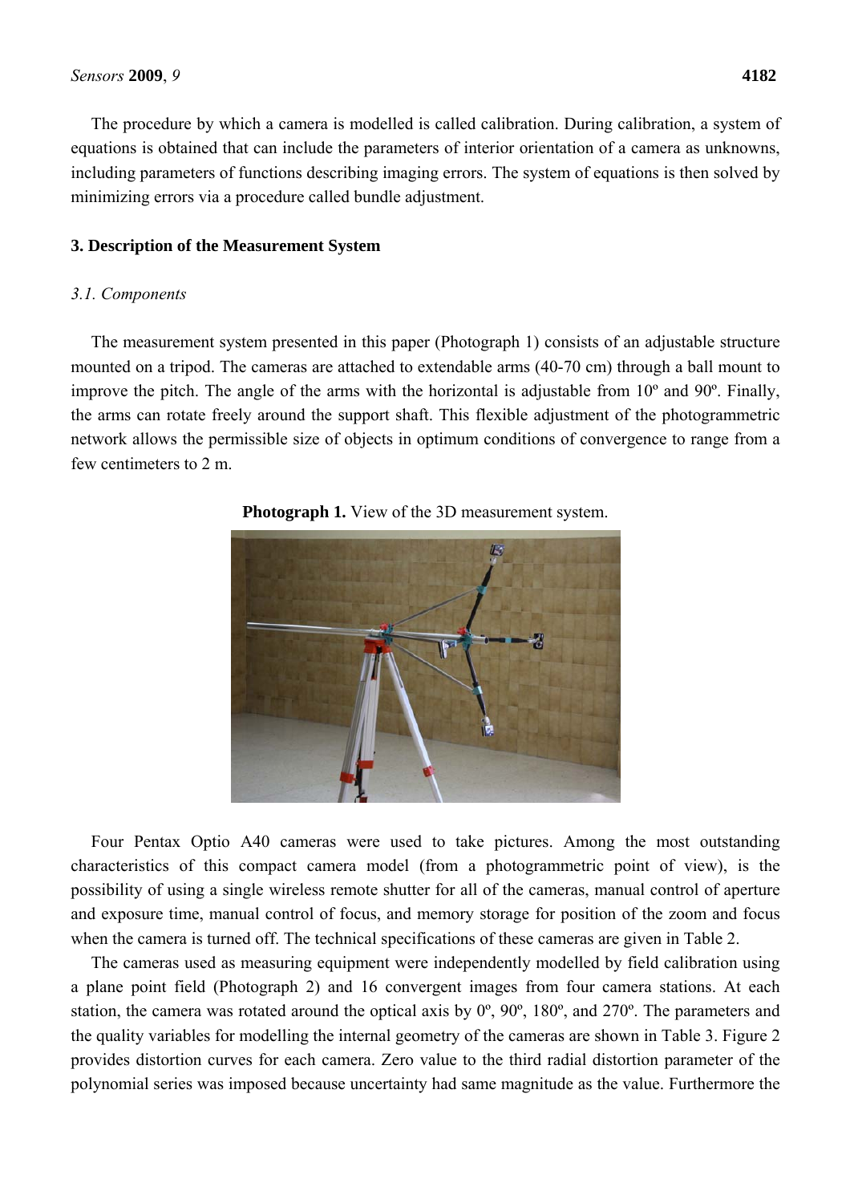The procedure by which a camera is modelled is called calibration. During calibration, a system of equations is obtained that can include the parameters of interior orientation of a camera as unknowns, including parameters of functions describing imaging errors. The system of equations is then solved by minimizing errors via a procedure called bundle adjustment.

## 3. Description of the Measurement System

### *3.1. Components*

The measurement system presented in this paper (Photograph 1) consists of an adjustable structure mounted on a tripod. The cameras are attached to extendable arms (40-70 cm) through a ball mount to improve the pitch. The angle of the arms with the horizontal is adjustable from 10º and 90º. Finally, the arms can rotate freely around the support shaft. This flexible adjustment of the photogrammetric network allows the permissible size of objects in optimum conditions of convergence to range from a few centimeters to 2 m.

**Photograph 1.** View of the 3D measurement system.

Four Pentax Optio A40 cameras were used to take pictures. Among the most outstanding characteristics of this compact camera model (from a photogrammetric point of view), is the possibility of using a single wireless remote shutter for all of the cameras, manual control of aperture and exposure time, manual control of focus, and memory storage for position of the zoom and focus when the camera is turned off. The technical specifications of these cameras are given in Table 2.

The cameras used as measuring equipment were independently modelled by field calibration using a plane point field (Photograph 2) and 16 convergent images from four camera stations. At each station, the camera was rotated around the optical axis by 0º, 90º, 180º, and 270º. The parameters and the quality variables for modelling the internal geometry of the cameras are shown in Table 3. Figure 2 provides distortion curves for each camera. Zero value to the third radial distortion parameter of the polynomial series was imposed because uncertainty had same magnitude as the value. Furthermore the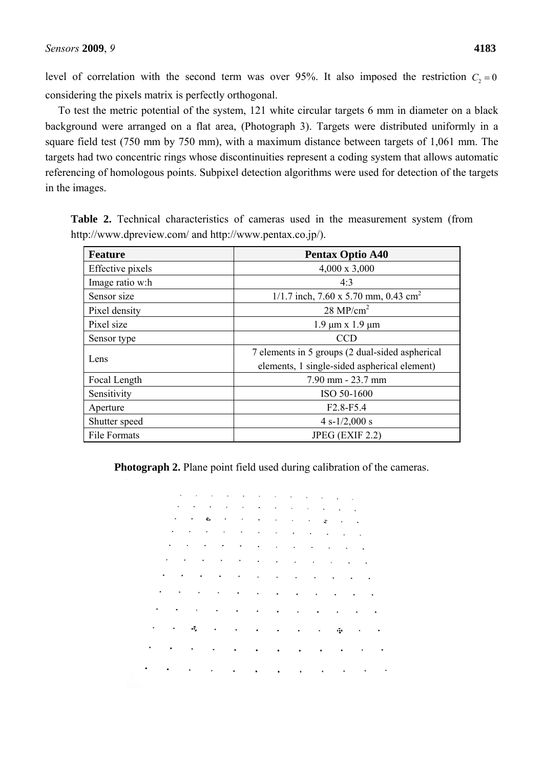level of correlation with the second term was over 95%. It also imposed the restriction $C_2 = 0$ considering the pixels matrix is perfectly orthogonal.

To test the metric potential of the system, 121 white circular targets 6 mm in diameter on a black background were arranged on a flat area, (Photograph 3). Targets were distributed uniformly in a square field test (750 mm by 750 mm), with a maximum distance between targets of 1,061 mm. The targets had two concentric rings whose discontinuities represent a coding system that allows automatic referencing of homologous points. Subpixel detection algorithms were used for detection of the targets in the images.

**Table 2.** Technical characteristics of cameras used in the measurement system (from http://www.dpreview.com/ and http://www.pentax.co.jp/).

| Feature | Pentax Optio A40 |
|---|---|
| Effective pixels | 4,000 x 3,000 |
| Image ratio w:h | 4:3 |
| Sensor size | 1/1.7 inch, 7.60 x 5.70 mm, 0.43 cm$^2$ |
| Pixel density | 28 MP/cm$^2$ |
| Pixel size | 1.9 μm x 1.9 μm |
| Sensor type | CCD |
| Lens | 7 elements in 5 groups (2 dual-sided aspherical elements, 1 single-sided aspherical element) |
| Focal Length | 7.90 mm - 23.7 mm |
| Sensitivity | ISO 50-1600 |
| Aperture | F2.8-F5.4 |
| Shutter speed | 4 s-1/2,000 s |
| File Formats | JPEG (EXIF 2.2) |

**Photograph 2.** Plane point field used during calibration of the cameras.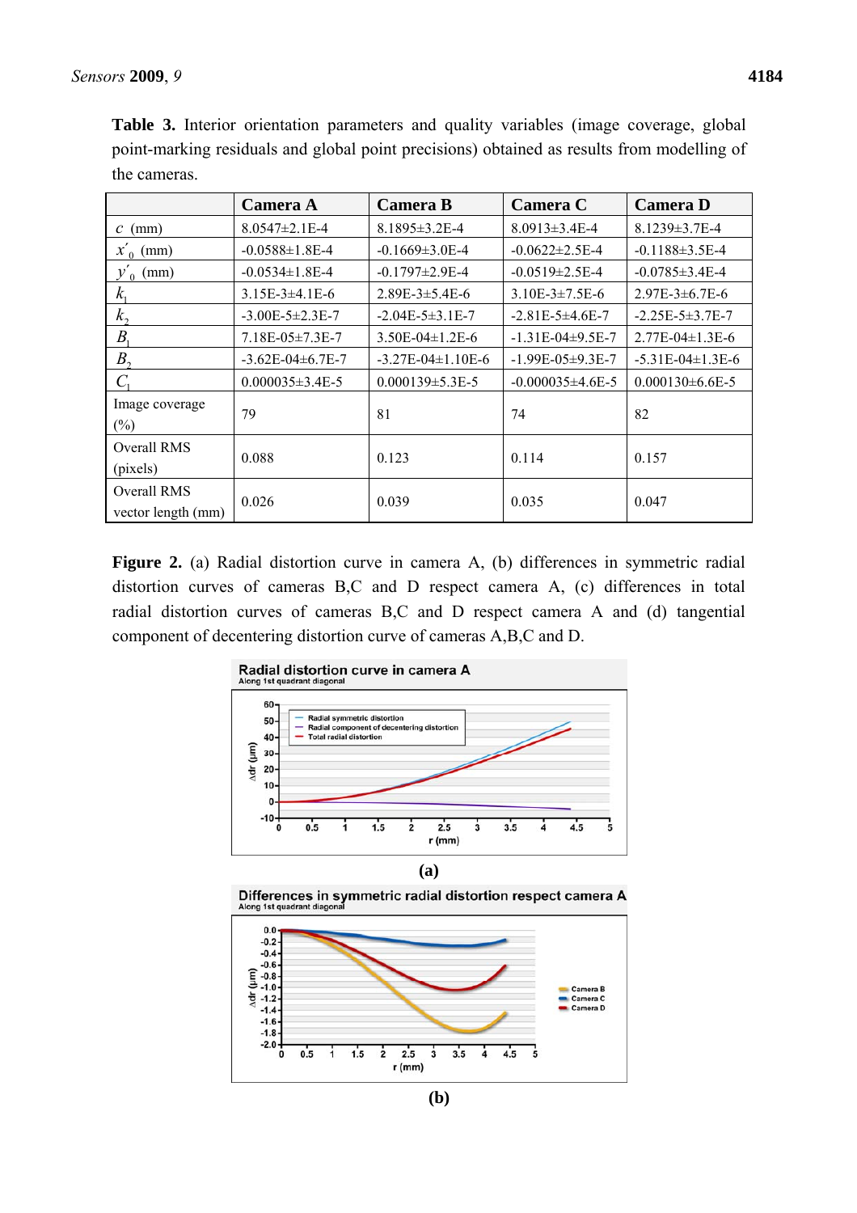**Table 3.** Interior orientation parameters and quality variables (image coverage, global point-marking residuals and global point precisions) obtained as results from modelling of the cameras.

| | Camera A | Camera B | Camera C | Camera D |
|---|---|---|---|---|
| $c$ (mm) | 8.0547±2.1E-4 | 8.1895±3.2E-4 | 8.0913±3.4E-4 | 8.1239±3.7E-4 |
| $x'_0$ (mm) | -0.0588±1.8E-4 | -0.1669±3.0E-4 | -0.0622±2.5E-4 | -0.1188±3.5E-4 |
| $y'_0$ (mm) | -0.0534±1.8E-4 | -0.1797±2.9E-4 | -0.0519±2.5E-4 | -0.0785±3.4E-4 |
| $k_1$ | 3.15E-3±4.1E-6 | 2.89E-3±5.4E-6 | 3.10E-3±7.5E-6 | 2.97E-3±6.7E-6 |
| $k_2$ | -3.00E-5±2.3E-7 | -2.04E-5±3.1E-7 | -2.81E-5±4.6E-7 | -2.25E-5±3.7E-7 |
| $B_1$ | 7.18E-05±7.3E-7 | 3.50E-04±1.2E-6 | -1.31E-04±9.5E-7 | 2.77E-04±1.3E-6 |
| $B_2$ | -3.62E-04±6.7E-7 | -3.27E-04±1.10E-6 | -1.99E-05±9.3E-7 | -5.31E-04±1.3E-6 |
| $C_1$ | 0.000035±3.4E-5 | 0.000139±5.3E-5 | -0.000035±4.6E-5 | 0.000130±6.6E-5 |
| Image coverage (%) | 79 | 81 | 74 | 82 |
| Overall RMS (pixels) | 0.088 | 0.123 | 0.114 | 0.157 |
| Overall RMS vector length (mm) | 0.026 | 0.039 | 0.035 | 0.047 |

**Figure 2.** (a) Radial distortion curve in camera A, (b) differences in symmetric radial distortion curves of cameras B,C and D respect camera A, (c) differences in total radial distortion curves of cameras B,C and D respect camera A and (d) tangential component of decentering distortion curve of cameras A,B,C and D.

(a)

(b)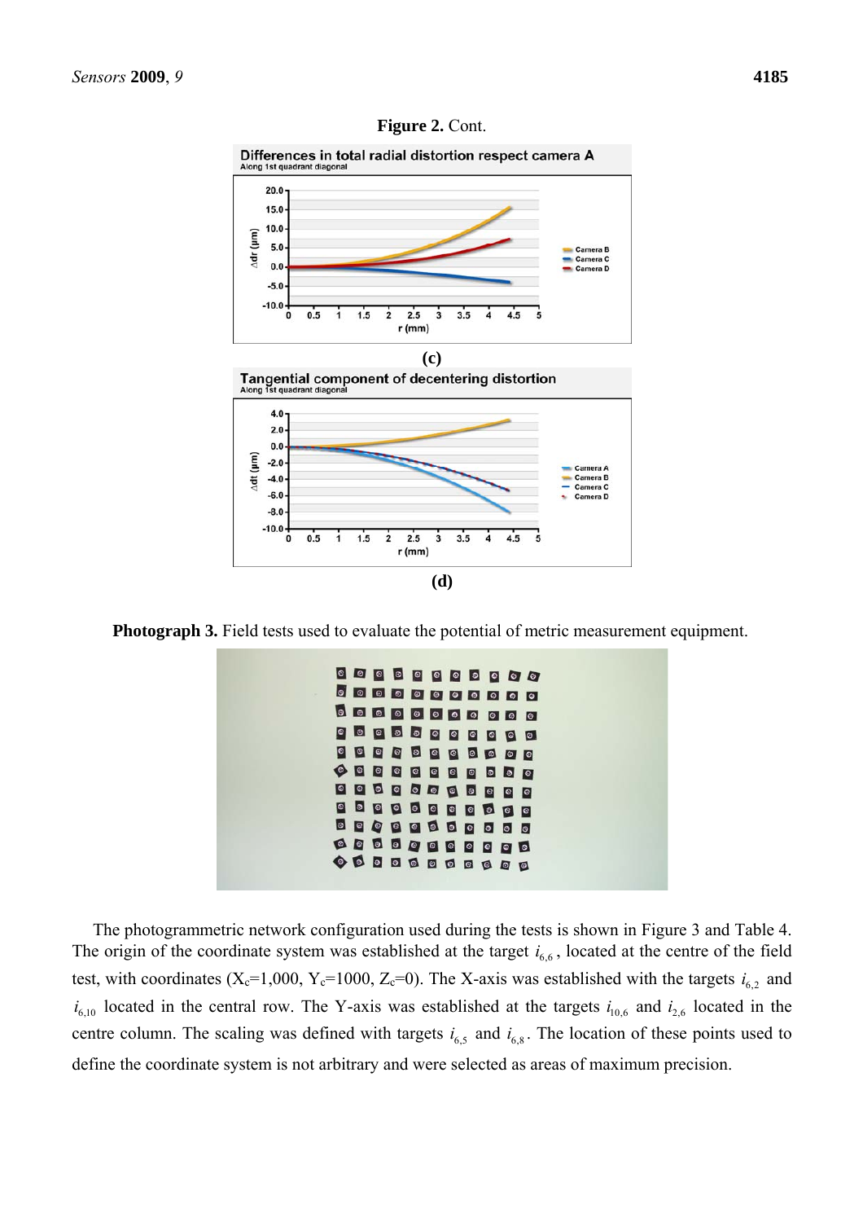**Figure 2.** Cont.

**(c)**

**(d)**

**Photograph 3.** Field tests used to evaluate the potential of metric measurement equipment.

The photogrammetric network configuration used during the tests is shown in Figure 3 and Table 4. The origin of the coordinate system was established at the target $i_{6,6}$, located at the centre of the field test, with coordinates ($X_c$=1,000, $Y_c$=1000, $Z_c$=0). The X-axis was established with the targets $i_{6,2}$ and $i_{6,10}$ located in the central row. The Y-axis was established at the targets $i_{10,6}$ and $i_{2,6}$ located in the centre column. The scaling was defined with targets $i_{6,5}$ and $i_{6,8}$. The location of these points used to define the coordinate system is not arbitrary and were selected as areas of maximum precision.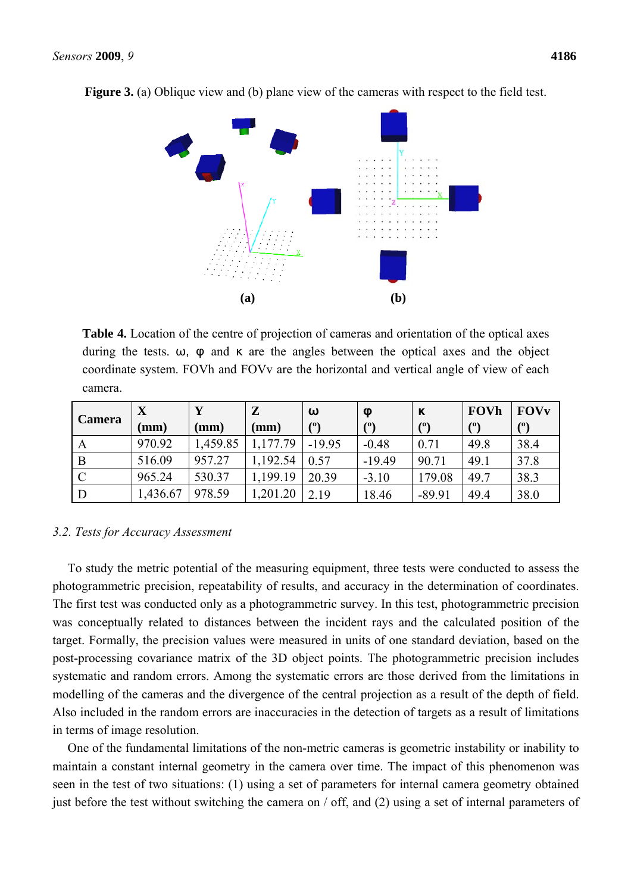**Figure 3.** (a) Oblique view and (b) plane view of the cameras with respect to the field test.

**(a)** **(b)**

**Table 4.** Location of the centre of projection of cameras and orientation of the optical axes during the tests. ω, φ and κ are the angles between the optical axes and the object coordinate system. FOVh and FOVv are the horizontal and vertical angle of view of each camera.

| Camera | X (mm) | Y (mm) | Z (mm) | ω (º) | φ (º) | κ (º) | FOVh (º) | FOVv (º) |
|---|---|---|---|---|---|---|---|---|
| A | 970.92 | 1,459.85 | 1,177.79 | -19.95 | -0.48 | 0.71 | 49.8 | 38.4 |
| B | 516.09 | 957.27 | 1,192.54 | 0.57 | -19.49 | 90.71 | 49.1 | 37.8 |
| C | 965.24 | 530.37 | 1,199.19 | 20.39 | -3.10 | 179.08 | 49.7 | 38.3 |
| D | 1,436.67 | 978.59 | 1,201.20 | 2.19 | 18.46 | -89.91 | 49.4 | 38.0 |

### *3.2. Tests for Accuracy Assessment*

To study the metric potential of the measuring equipment, three tests were conducted to assess the photogrammetric precision, repeatability of results, and accuracy in the determination of coordinates. The first test was conducted only as a photogrammetric survey. In this test, photogrammetric precision was conceptually related to distances between the incident rays and the calculated position of the target. Formally, the precision values were measured in units of one standard deviation, based on the post-processing covariance matrix of the 3D object points. The photogrammetric precision includes systematic and random errors. Among the systematic errors are those derived from the limitations in modelling of the cameras and the divergence of the central projection as a result of the depth of field. Also included in the random errors are inaccuracies in the detection of targets as a result of limitations in terms of image resolution.

One of the fundamental limitations of the non-metric cameras is geometric instability or inability to maintain a constant internal geometry in the camera over time. The impact of this phenomenon was seen in the test of two situations: (1) using a set of parameters for internal camera geometry obtained just before the test without switching the camera on / off, and (2) using a set of internal parameters of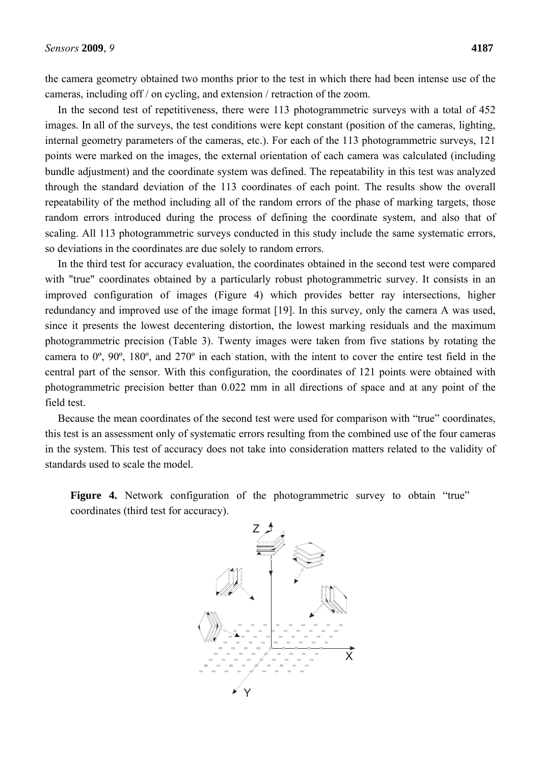the camera geometry obtained two months prior to the test in which there had been intense use of the cameras, including off / on cycling, and extension / retraction of the zoom.

In the second test of repetitiveness, there were 113 photogrammetric surveys with a total of 452 images. In all of the surveys, the test conditions were kept constant (position of the cameras, lighting, internal geometry parameters of the cameras, etc.). For each of the 113 photogrammetric surveys, 121 points were marked on the images, the external orientation of each camera was calculated (including bundle adjustment) and the coordinate system was defined. The repeatability in this test was analyzed through the standard deviation of the 113 coordinates of each point. The results show the overall repeatability of the method including all of the random errors of the phase of marking targets, those random errors introduced during the process of defining the coordinate system, and also that of scaling. All 113 photogrammetric surveys conducted in this study include the same systematic errors, so deviations in the coordinates are due solely to random errors.

In the third test for accuracy evaluation, the coordinates obtained in the second test were compared with "true" coordinates obtained by a particularly robust photogrammetric survey. It consists in an improved configuration of images (Figure 4) which provides better ray intersections, higher redundancy and improved use of the image format [19]. In this survey, only the camera A was used, since it presents the lowest decentering distortion, the lowest marking residuals and the maximum photogrammetric precision (Table 3). Twenty images were taken from five stations by rotating the camera to 0º, 90º, 180º, and 270º in each station, with the intent to cover the entire test field in the central part of the sensor. With this configuration, the coordinates of 121 points were obtained with photogrammetric precision better than 0.022 mm in all directions of space and at any point of the field test.

Because the mean coordinates of the second test were used for comparison with "true" coordinates, this test is an assessment only of systematic errors resulting from the combined use of the four cameras in the system. This test of accuracy does not take into consideration matters related to the validity of standards used to scale the model.

**Figure 4.** Network configuration of the photogrammetric survey to obtain "true" coordinates (third test for accuracy).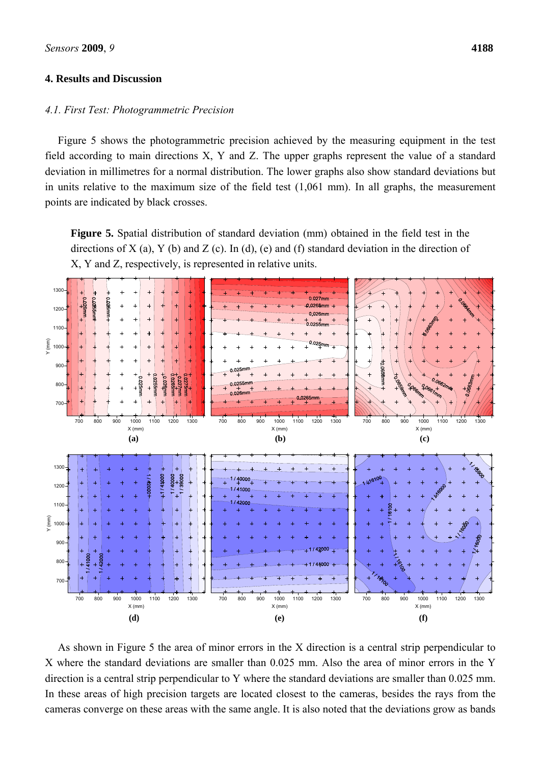## 4. Results and Discussion

### *4.1. First Test: Photogrammetric Precision*

Figure 5 shows the photogrammetric precision achieved by the measuring equipment in the test field according to main directions X, Y and Z. The upper graphs represent the value of a standard deviation in millimetres for a normal distribution. The lower graphs also show standard deviations but in units relative to the maximum size of the field test (1,061 mm). In all graphs, the measurement points are indicated by black crosses.

**Figure 5.** Spatial distribution of standard deviation (mm) obtained in the field test in the directions of X (a), Y (b) and Z (c). In (d), (e) and (f) standard deviation in the direction of X, Y and Z, respectively, is represented in relative units.

As shown in Figure 5 the area of minor errors in the X direction is a central strip perpendicular to X where the standard deviations are smaller than 0.025 mm. Also the area of minor errors in the Y direction is a central strip perpendicular to Y where the standard deviations are smaller than 0.025 mm. In these areas of high precision targets are located closest to the cameras, besides the rays from the cameras converge on these areas with the same angle. It is also noted that the deviations grow as bands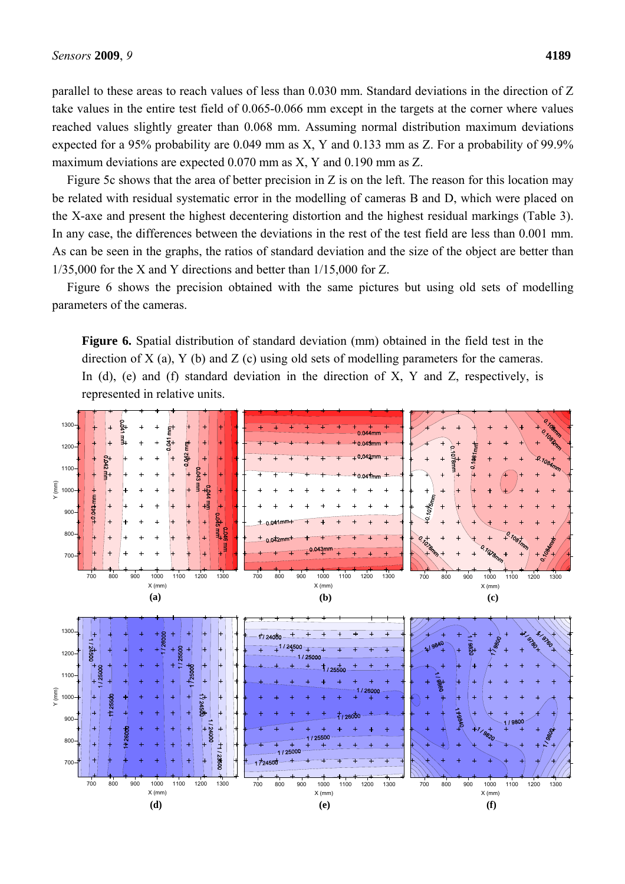parallel to these areas to reach values of less than 0.030 mm. Standard deviations in the direction of Z take values in the entire test field of 0.065-0.066 mm except in the targets at the corner where values reached values slightly greater than 0.068 mm. Assuming normal distribution maximum deviations expected for a 95% probability are 0.049 mm as X, Y and 0.133 mm as Z. For a probability of 99.9% maximum deviations are expected 0.070 mm as X, Y and 0.190 mm as Z.

Figure 5c shows that the area of better precision in Z is on the left. The reason for this location may be related with residual systematic error in the modelling of cameras B and D, which were placed on the X-axe and present the highest decentering distortion and the highest residual markings (Table 3). In any case, the differences between the deviations in the rest of the test field are less than 0.001 mm. As can be seen in the graphs, the ratios of standard deviation and the size of the object are better than 1/35,000 for the X and Y directions and better than 1/15,000 for Z.

Figure 6 shows the precision obtained with the same pictures but using old sets of modelling parameters of the cameras.

**Figure 6.** Spatial distribution of standard deviation (mm) obtained in the field test in the direction of X (a), Y (b) and Z (c) using old sets of modelling parameters for the cameras. In (d), (e) and (f) standard deviation in the direction of X, Y and Z, respectively, is represented in relative units.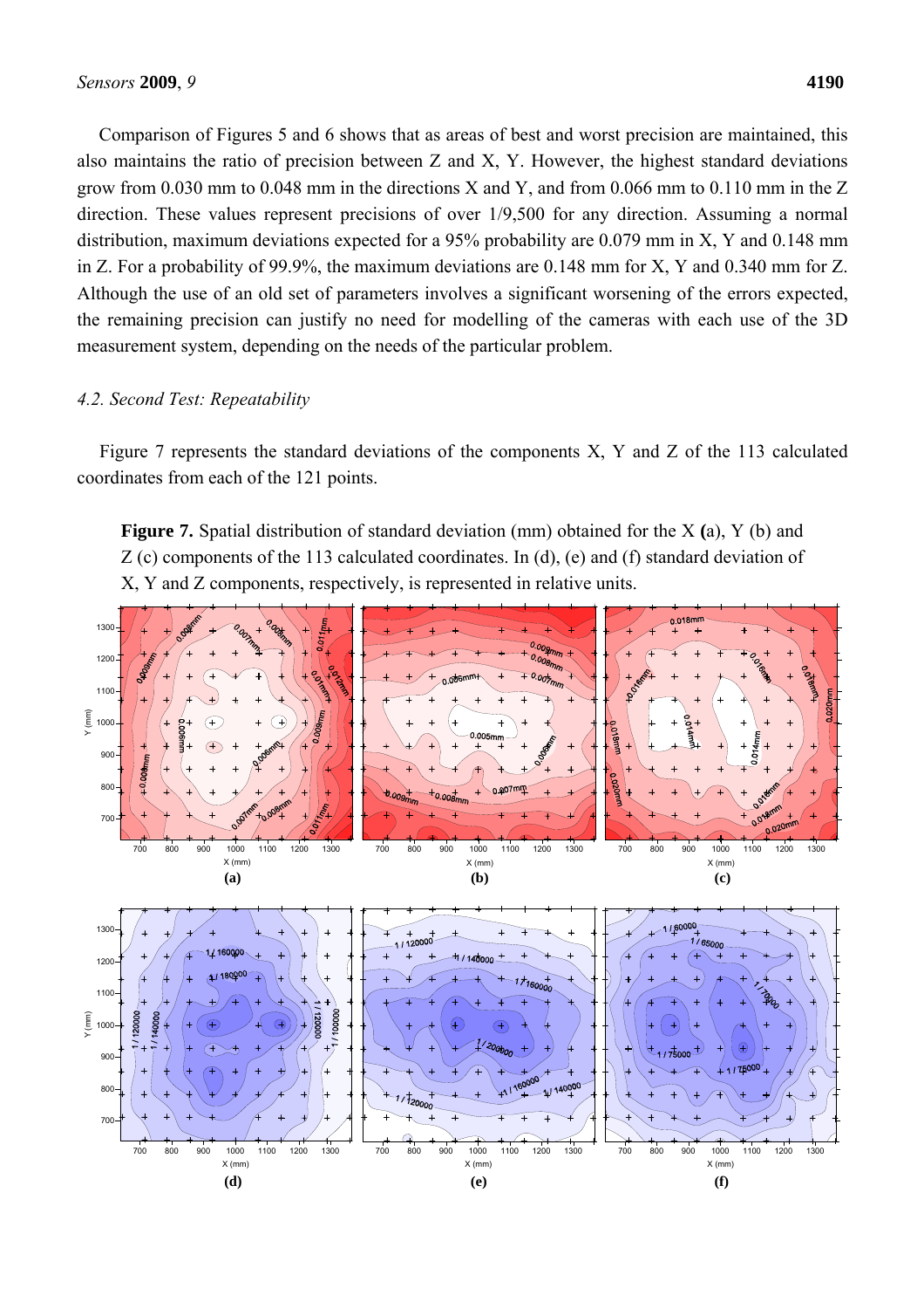Comparison of Figures 5 and 6 shows that as areas of best and worst precision are maintained, this also maintains the ratio of precision between Z and X, Y. However, the highest standard deviations grow from 0.030 mm to 0.048 mm in the directions X and Y, and from 0.066 mm to 0.110 mm in the Z direction. These values represent precisions of over 1/9,500 for any direction. Assuming a normal distribution, maximum deviations expected for a 95% probability are 0.079 mm in X, Y and 0.148 mm in Z. For a probability of 99.9%, the maximum deviations are 0.148 mm for X, Y and 0.340 mm for Z. Although the use of an old set of parameters involves a significant worsening of the errors expected, the remaining precision can justify no need for modelling of the cameras with each use of the 3D measurement system, depending on the needs of the particular problem.

### *4.2. Second Test: Repeatability*

Figure 7 represents the standard deviations of the components X, Y and Z of the 113 calculated coordinates from each of the 121 points.

**Figure 7.** Spatial distribution of standard deviation (mm) obtained for the X **(**a), Y (b) and Z (c) components of the 113 calculated coordinates. In (d), (e) and (f) standard deviation of X, Y and Z components, respectively, is represented in relative units.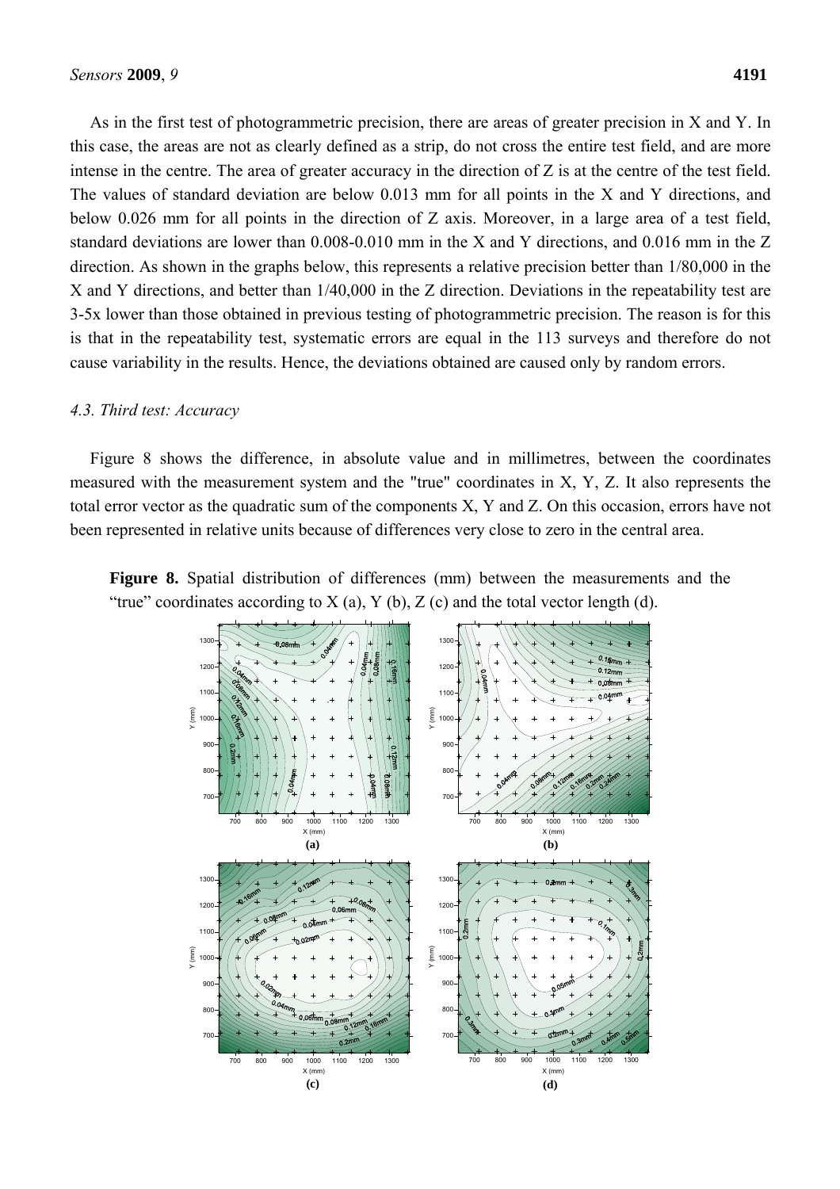As in the first test of photogrammetric precision, there are areas of greater precision in X and Y. In this case, the areas are not as clearly defined as a strip, do not cross the entire test field, and are more intense in the centre. The area of greater accuracy in the direction of Z is at the centre of the test field. The values of standard deviation are below 0.013 mm for all points in the X and Y directions, and below 0.026 mm for all points in the direction of Z axis. Moreover, in a large area of a test field, standard deviations are lower than 0.008-0.010 mm in the X and Y directions, and 0.016 mm in the Z direction. As shown in the graphs below, this represents a relative precision better than 1/80,000 in the X and Y directions, and better than 1/40,000 in the Z direction. Deviations in the repeatability test are 3-5x lower than those obtained in previous testing of photogrammetric precision. The reason is for this is that in the repeatability test, systematic errors are equal in the 113 surveys and therefore do not cause variability in the results. Hence, the deviations obtained are caused only by random errors.

### *4.3. Third test: Accuracy*

Figure 8 shows the difference, in absolute value and in millimetres, between the coordinates measured with the measurement system and the "true" coordinates in X, Y, Z. It also represents the total error vector as the quadratic sum of the components X, Y and Z. On this occasion, errors have not been represented in relative units because of differences very close to zero in the central area.

**Figure 8.** Spatial distribution of differences (mm) between the measurements and the "true" coordinates according to X (a), Y (b), Z (c) and the total vector length (d).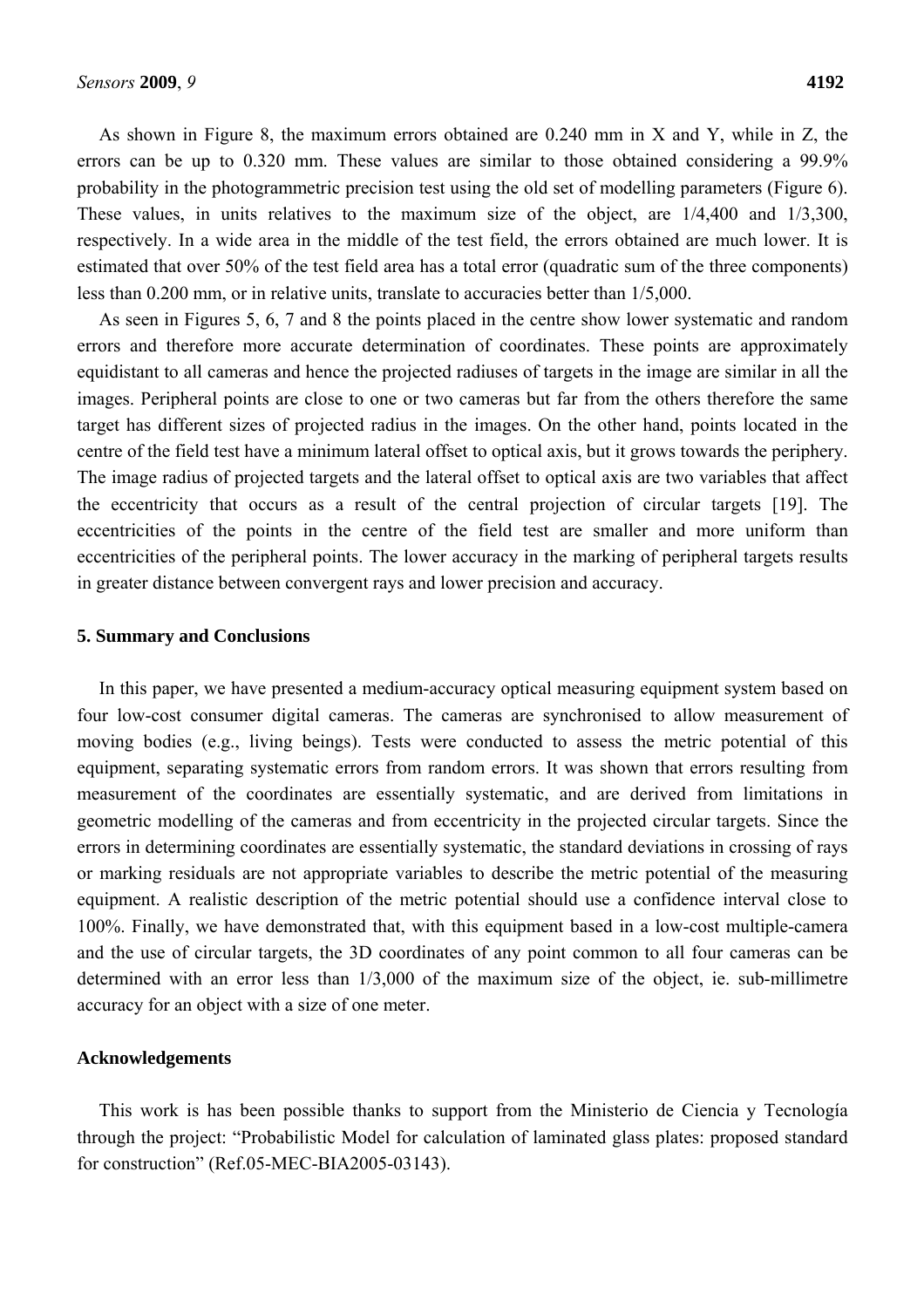As shown in Figure 8, the maximum errors obtained are 0.240 mm in X and Y, while in Z, the errors can be up to 0.320 mm. These values are similar to those obtained considering a 99.9% probability in the photogrammetric precision test using the old set of modelling parameters (Figure 6). These values, in units relatives to the maximum size of the object, are 1/4,400 and 1/3,300, respectively. In a wide area in the middle of the test field, the errors obtained are much lower. It is estimated that over 50% of the test field area has a total error (quadratic sum of the three components) less than 0.200 mm, or in relative units, translate to accuracies better than 1/5,000.

As seen in Figures 5, 6, 7 and 8 the points placed in the centre show lower systematic and random errors and therefore more accurate determination of coordinates. These points are approximately equidistant to all cameras and hence the projected radiuses of targets in the image are similar in all the images. Peripheral points are close to one or two cameras but far from the others therefore the same target has different sizes of projected radius in the images. On the other hand, points located in the centre of the field test have a minimum lateral offset to optical axis, but it grows towards the periphery. The image radius of projected targets and the lateral offset to optical axis are two variables that affect the eccentricity that occurs as a result of the central projection of circular targets [19]. The eccentricities of the points in the centre of the field test are smaller and more uniform than eccentricities of the peripheral points. The lower accuracy in the marking of peripheral targets results in greater distance between convergent rays and lower precision and accuracy.

## 5. Summary and Conclusions

In this paper, we have presented a medium-accuracy optical measuring equipment system based on four low-cost consumer digital cameras. The cameras are synchronised to allow measurement of moving bodies (e.g., living beings). Tests were conducted to assess the metric potential of this equipment, separating systematic errors from random errors. It was shown that errors resulting from measurement of the coordinates are essentially systematic, and are derived from limitations in geometric modelling of the cameras and from eccentricity in the projected circular targets. Since the errors in determining coordinates are essentially systematic, the standard deviations in crossing of rays or marking residuals are not appropriate variables to describe the metric potential of the measuring equipment. A realistic description of the metric potential should use a confidence interval close to 100%. Finally, we have demonstrated that, with this equipment based in a low-cost multiple-camera and the use of circular targets, the 3D coordinates of any point common to all four cameras can be determined with an error less than 1/3,000 of the maximum size of the object, ie. sub-millimetre accuracy for an object with a size of one meter.

## Acknowledgements

This work is has been possible thanks to support from the Ministerio de Ciencia y Tecnología through the project: "Probabilistic Model for calculation of laminated glass plates: proposed standard for construction" (Ref.05-MEC-BIA2005-03143).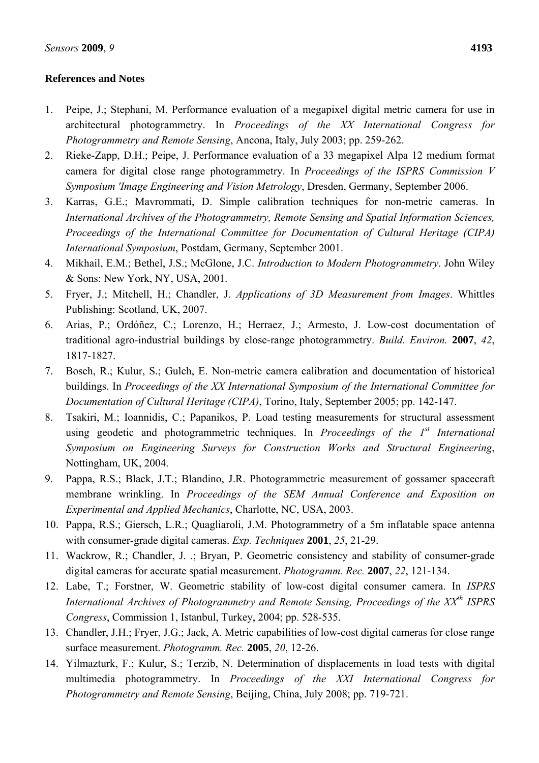## References and Notes

1. Peipe, J.; Stephani, M. Performance evaluation of a megapixel digital metric camera for use in architectural photogrammetry. In *Proceedings of the XX International Congress for Photogrammetry and Remote Sensing*, Ancona, Italy, July 2003; pp. 259-262.
2. Rieke-Zapp, D.H.; Peipe, J. Performance evaluation of a 33 megapixel Alpa 12 medium format camera for digital close range photogrammetry. In *Proceedings of the ISPRS Commission V Symposium 'Image Engineering and Vision Metrology*, Dresden, Germany, September 2006.
3. Karras, G.E.; Mavrommati, D. Simple calibration techniques for non-metric cameras. In *International Archives of the Photogrammetry, Remote Sensing and Spatial Information Sciences, Proceedings of the International Committee for Documentation of Cultural Heritage (CIPA) International Symposium*, Postdam, Germany, September 2001.
4. Mikhail, E.M.; Bethel, J.S.; McGlone, J.C. *Introduction to Modern Photogrammetry*. John Wiley & Sons: New York, NY, USA, 2001.
5. Fryer, J.; Mitchell, H.; Chandler, J. *Applications of 3D Measurement from Images*. Whittles Publishing: Scotland, UK, 2007.
6. Arias, P.; Ordóñez, C.; Lorenzo, H.; Herraez, J.; Armesto, J. Low-cost documentation of traditional agro-industrial buildings by close-range photogrammetry. *Build. Environ.* **2007**, *42*, 1817-1827.
7. Bosch, R.; Kulur, S.; Gulch, E. Non-metric camera calibration and documentation of historical buildings. In *Proceedings of the XX International Symposium of the International Committee for Documentation of Cultural Heritage (CIPA)*, Torino, Italy, September 2005; pp. 142-147.
8. Tsakiri, M.; Ioannidis, C.; Papanikos, P. Load testing measurements for structural assessment using geodetic and photogrammetric techniques. In *Proceedings of the 1st International Symposium on Engineering Surveys for Construction Works and Structural Engineering*, Nottingham, UK, 2004.
9. Pappa, R.S.; Black, J.T.; Blandino, J.R. Photogrammetric measurement of gossamer spacecraft membrane wrinkling. In *Proceedings of the SEM Annual Conference and Exposition on Experimental and Applied Mechanics*, Charlotte, NC, USA, 2003.
10. Pappa, R.S.; Giersch, L.R.; Quagliaroli, J.M. Photogrammetry of a 5m inflatable space antenna with consumer-grade digital cameras. *Exp. Techniques* **2001**, *25*, 21-29.
11. Wackrow, R.; Chandler, J. .; Bryan, P. Geometric consistency and stability of consumer-grade digital cameras for accurate spatial measurement. *Photogramm. Rec.* **2007**, *22*, 121-134.
12. Labe, T.; Forstner, W. Geometric stability of low-cost digital consumer camera. In *ISPRS International Archives of Photogrammetry and Remote Sensing, Proceedings of the XXth ISPRS Congress*, Commission 1, Istanbul, Turkey, 2004; pp. 528-535.
13. Chandler, J.H.; Fryer, J.G.; Jack, A. Metric capabilities of low-cost digital cameras for close range surface measurement. *Photogramm. Rec.* **2005**, *20*, 12-26.
14. Yilmazturk, F.; Kulur, S.; Terzib, N. Determination of displacements in load tests with digital multimedia photogrammetry. In *Proceedings of the XXI International Congress for Photogrammetry and Remote Sensing*, Beijing, China, July 2008; pp. 719-721.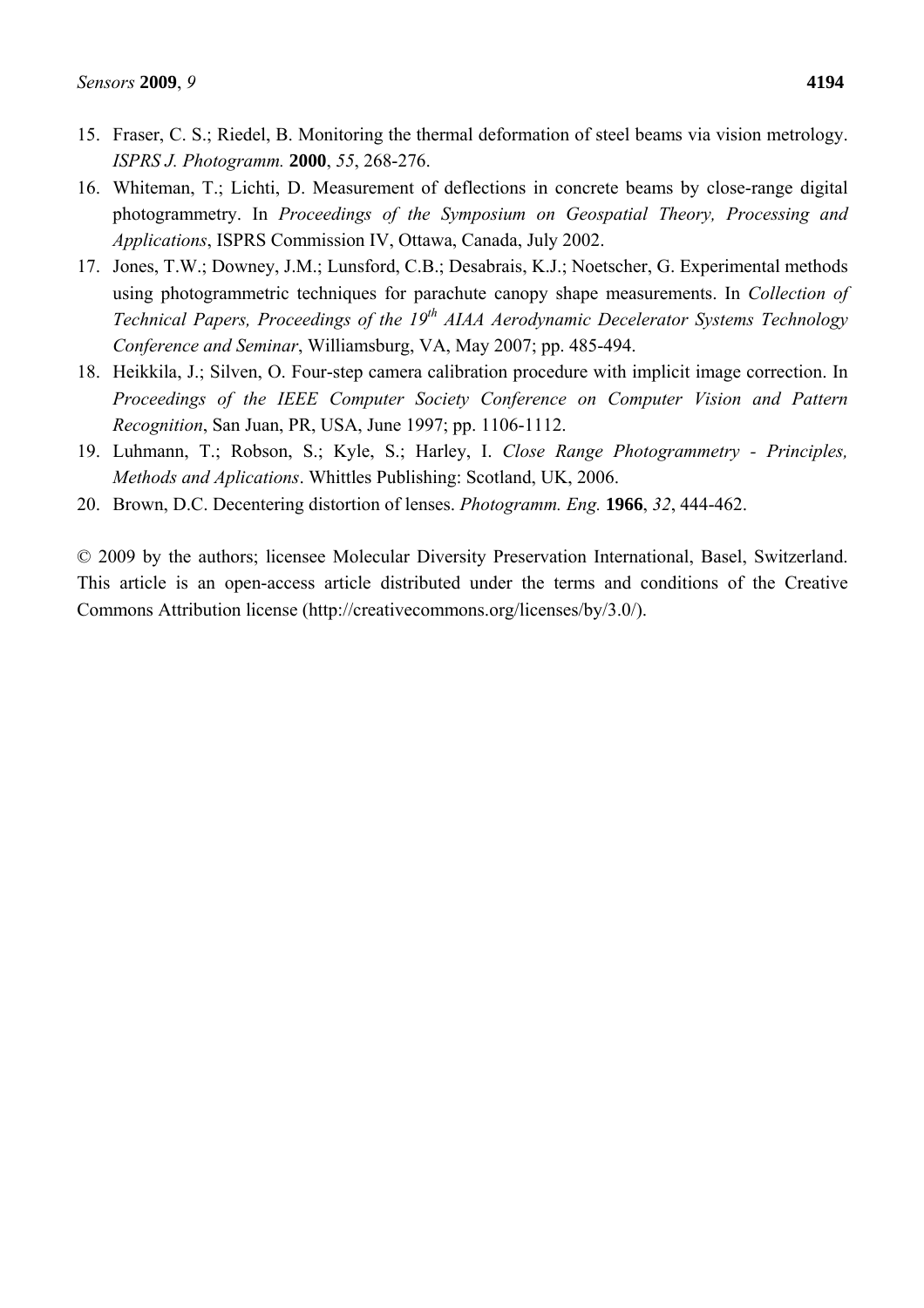15. Fraser, C. S.; Riedel, B. Monitoring the thermal deformation of steel beams via vision metrology. *ISPRS J. Photogramm.* **2000**, *55*, 268-276.
16. Whiteman, T.; Lichti, D. Measurement of deflections in concrete beams by close-range digital photogrammetry. In *Proceedings of the Symposium on Geospatial Theory, Processing and Applications*, ISPRS Commission IV, Ottawa, Canada, July 2002.
17. Jones, T.W.; Downey, J.M.; Lunsford, C.B.; Desabrais, K.J.; Noetscher, G. Experimental methods using photogrammetric techniques for parachute canopy shape measurements. In *Collection of Technical Papers, Proceedings of the 19th AIAA Aerodynamic Decelerator Systems Technology Conference and Seminar*, Williamsburg, VA, May 2007; pp. 485-494.
18. Heikkila, J.; Silven, O. Four-step camera calibration procedure with implicit image correction. In *Proceedings of the IEEE Computer Society Conference on Computer Vision and Pattern Recognition*, San Juan, PR, USA, June 1997; pp. 1106-1112.
19. Luhmann, T.; Robson, S.; Kyle, S.; Harley, I. *Close Range Photogrammetry - Principles, Methods and Aplications*. Whittles Publishing: Scotland, UK, 2006.
20. Brown, D.C. Decentering distortion of lenses. *Photogramm. Eng.* **1966**, *32*, 444-462.

© 2009 by the authors; licensee Molecular Diversity Preservation International, Basel, Switzerland. This article is an open-access article distributed under the terms and conditions of the Creative Commons Attribution license (http://creativecommons.org/licenses/by/3.0/).